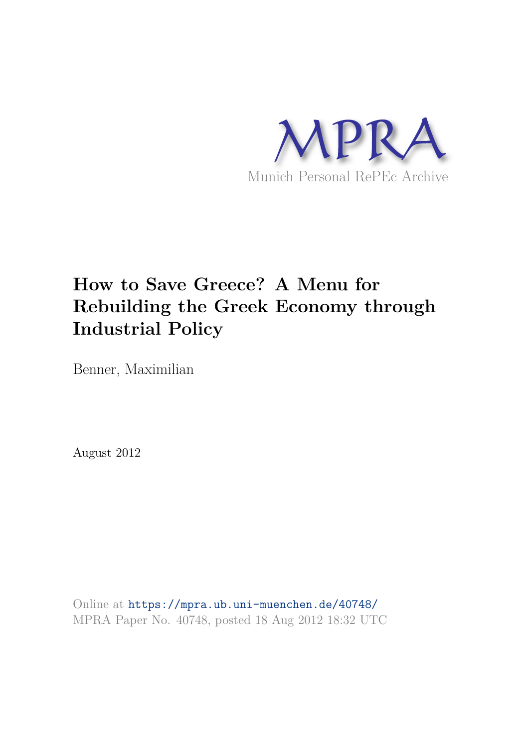MPRA

Munich Personal RePEc Archive

# How to Save Greece? A Menu for Rebuilding the Greek Economy through Industrial Policy

Benner, Maximilian

August 2012

Online at https://mpra.ub.uni-muenchen.de/40748/
MPRA Paper No. 40748, posted 18 Aug 2012 18:32 UTC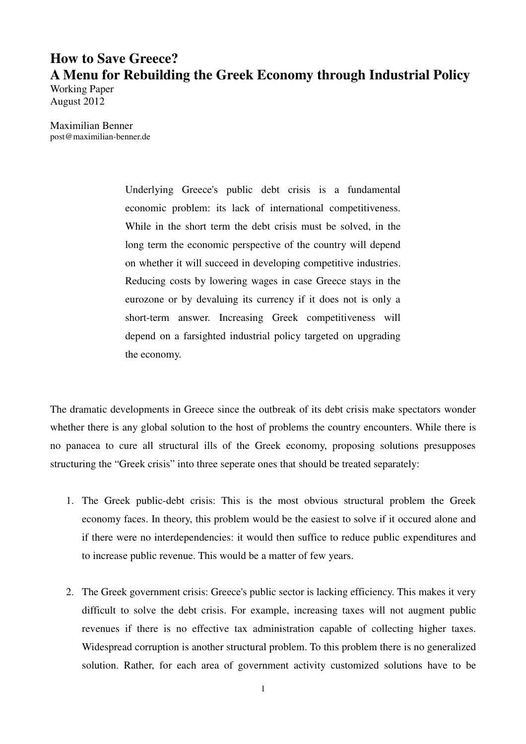# How to Save Greece?
# A Menu for Rebuilding the Greek Economy through Industrial Policy

Working Paper
August 2012

Maximilian Benner
post@maximilian-benner.de

> Underlying Greece's public debt crisis is a fundamental economic problem: its lack of international competitiveness. While in the short term the debt crisis must be solved, in the long term the economic perspective of the country will depend on whether it will succeed in developing competitive industries. Reducing costs by lowering wages in case Greece stays in the eurozone or by devaluing its currency if it does not is only a short-term answer. Increasing Greek competitiveness will depend on a farsighted industrial policy targeted on upgrading the economy.

The dramatic developments in Greece since the outbreak of its debt crisis make spectators wonder whether there is any global solution to the host of problems the country encounters. While there is no panacea to cure all structural ills of the Greek economy, proposing solutions presupposes structuring the "Greek crisis" into three seperate ones that should be treated separately:

1. The Greek public-debt crisis: This is the most obvious structural problem the Greek economy faces. In theory, this problem would be the easiest to solve if it occured alone and if there were no interdependencies: it would then suffice to reduce public expenditures and to increase public revenue. This would be a matter of few years.

2. The Greek government crisis: Greece's public sector is lacking efficiency. This makes it very difficult to solve the debt crisis. For example, increasing taxes will not augment public revenues if there is no effective tax administration capable of collecting higher taxes. Widespread corruption is another structural problem. To this problem there is no generalized solution. Rather, for each area of government activity customized solutions have to be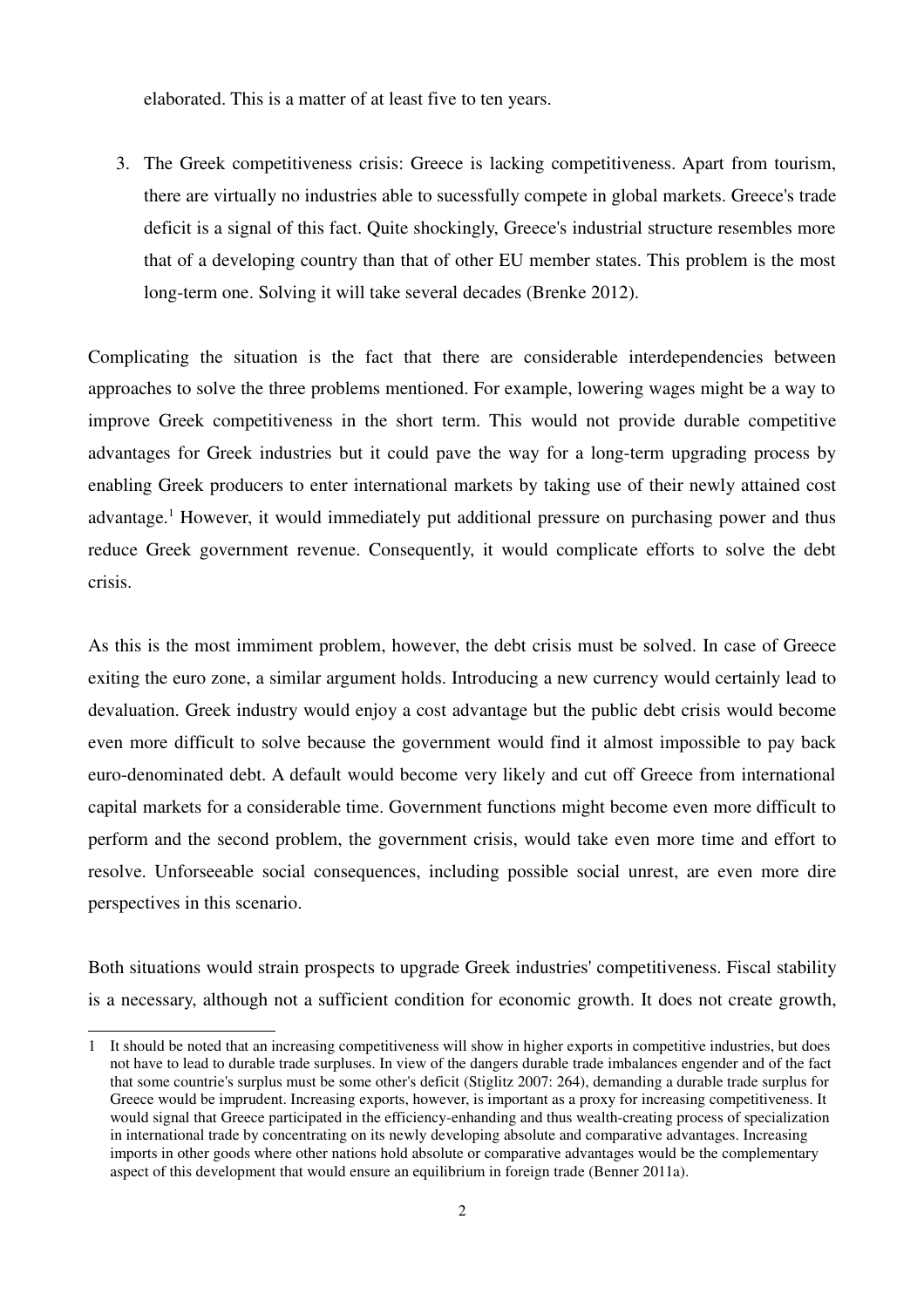elaborated. This is a matter of at least five to ten years.

3. The Greek competitiveness crisis: Greece is lacking competitiveness. Apart from tourism, there are virtually no industries able to sucessfully compete in global markets. Greece's trade deficit is a signal of this fact. Quite shockingly, Greece's industrial structure resembles more that of a developing country than that of other EU member states. This problem is the most long-term one. Solving it will take several decades (Brenke 2012).

Complicating the situation is the fact that there are considerable interdependencies between approaches to solve the three problems mentioned. For example, lowering wages might be a way to improve Greek competitiveness in the short term. This would not provide durable competitive advantages for Greek industries but it could pave the way for a long-term upgrading process by enabling Greek producers to enter international markets by taking use of their newly attained cost advantage.[1] However, it would immediately put additional pressure on purchasing power and thus reduce Greek government revenue. Consequently, it would complicate efforts to solve the debt crisis.

As this is the most immiment problem, however, the debt crisis must be solved. In case of Greece exiting the euro zone, a similar argument holds. Introducing a new currency would certainly lead to devaluation. Greek industry would enjoy a cost advantage but the public debt crisis would become even more difficult to solve because the government would find it almost impossible to pay back euro-denominated debt. A default would become very likely and cut off Greece from international capital markets for a considerable time. Government functions might become even more difficult to perform and the second problem, the government crisis, would take even more time and effort to resolve. Unforseeable social consequences, including possible social unrest, are even more dire perspectives in this scenario.

Both situations would strain prospects to upgrade Greek industries' competitiveness. Fiscal stability is a necessary, although not a sufficient condition for economic growth. It does not create growth,

---

1 It should be noted that an increasing competitiveness will show in higher exports in competitive industries, but does not have to lead to durable trade surpluses. In view of the dangers durable trade imbalances engender and of the fact that some countrie's surplus must be some other's deficit (Stiglitz 2007: 264), demanding a durable trade surplus for Greece would be imprudent. Increasing exports, however, is important as a proxy for increasing competitiveness. It would signal that Greece participated in the efficiency-enhanding and thus wealth-creating process of specialization in international trade by concentrating on its newly developing absolute and comparative advantages. Increasing imports in other goods where other nations hold absolute or comparative advantages would be the complementary aspect of this development that would ensure an equilibrium in foreign trade (Benner 2011a).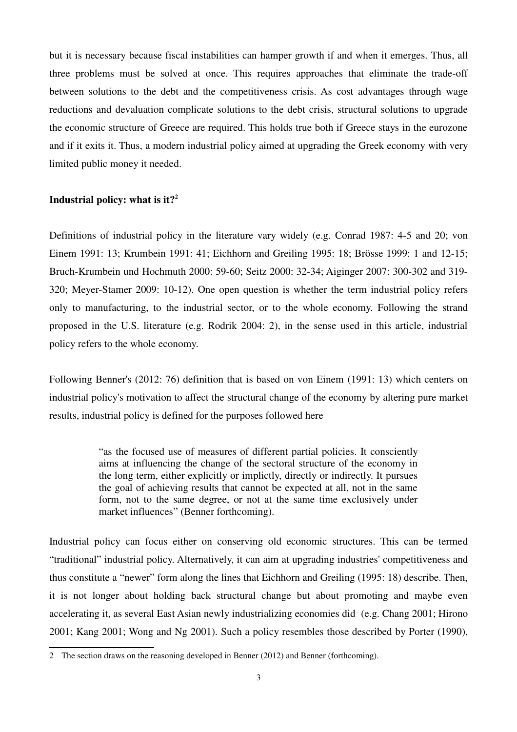but it is necessary because fiscal instabilities can hamper growth if and when it emerges. Thus, all three problems must be solved at once. This requires approaches that eliminate the trade-off between solutions to the debt and the competitiveness crisis. As cost advantages through wage reductions and devaluation complicate solutions to the debt crisis, structural solutions to upgrade the economic structure of Greece are required. This holds true both if Greece stays in the eurozone and if it exits it. Thus, a modern industrial policy aimed at upgrading the Greek economy with very limited public money it needed.

## Industrial policy: what is it?[2]

Definitions of industrial policy in the literature vary widely (e.g. Conrad 1987: 4-5 and 20; von Einem 1991: 13; Krumbein 1991: 41; Eichhorn and Greiling 1995: 18; Brösse 1999: 1 and 12-15; Bruch-Krumbein und Hochmuth 2000: 59-60; Seitz 2000: 32-34; Aiginger 2007: 300-302 and 319-320; Meyer-Stamer 2009: 10-12). One open question is whether the term industrial policy refers only to manufacturing, to the industrial sector, or to the whole economy. Following the strand proposed in the U.S. literature (e.g. Rodrik 2004: 2), in the sense used in this article, industrial policy refers to the whole economy.

Following Benner's (2012: 76) definition that is based on von Einem (1991: 13) which centers on industrial policy's motivation to affect the structural change of the economy by altering pure market results, industrial policy is defined for the purposes followed here

> "as the focused use of measures of different partial policies. It consciently aims at influencing the change of the sectoral structure of the economy in the long term, either explicitly or implictly, directly or indirectly. It pursues the goal of achieving results that cannot be expected at all, not in the same form, not to the same degree, or not at the same time exclusively under market influences" (Benner forthcoming).

Industrial policy can focus either on conserving old economic structures. This can be termed "traditional" industrial policy. Alternatively, it can aim at upgrading industries' competitiveness and thus constitute a "newer" form along the lines that Eichhorn and Greiling (1995: 18) describe. Then, it is not longer about holding back structural change but about promoting and maybe even accelerating it, as several East Asian newly industrializing economies did (e.g. Chang 2001; Hirono 2001; Kang 2001; Wong and Ng 2001). Such a policy resembles those described by Porter (1990),

---

2 The section draws on the reasoning developed in Benner (2012) and Benner (forthcoming).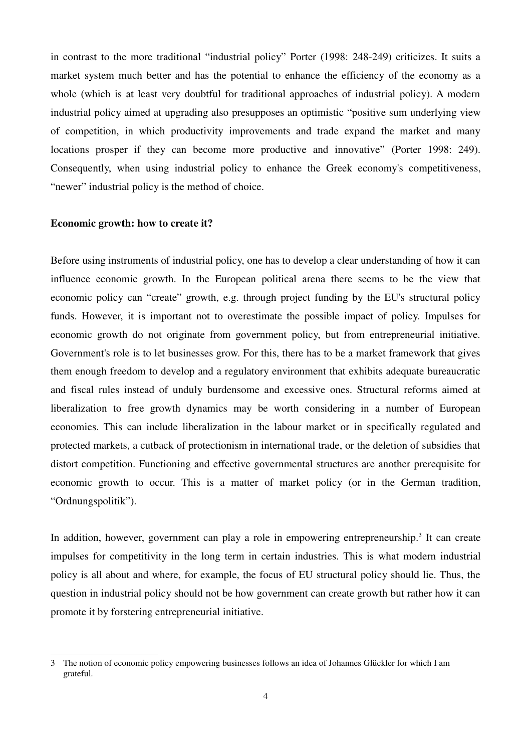in contrast to the more traditional "industrial policy" Porter (1998: 248-249) criticizes. It suits a market system much better and has the potential to enhance the efficiency of the economy as a whole (which is at least very doubtful for traditional approaches of industrial policy). A modern industrial policy aimed at upgrading also presupposes an optimistic "positive sum underlying view of competition, in which productivity improvements and trade expand the market and many locations prosper if they can become more productive and innovative" (Porter 1998: 249). Consequently, when using industrial policy to enhance the Greek economy's competitiveness, "newer" industrial policy is the method of choice.

**Economic growth: how to create it?**

Before using instruments of industrial policy, one has to develop a clear understanding of how it can influence economic growth. In the European political arena there seems to be the view that economic policy can "create" growth, e.g. through project funding by the EU's structural policy funds. However, it is important not to overestimate the possible impact of policy. Impulses for economic growth do not originate from government policy, but from entrepreneurial initiative. Government's role is to let businesses grow. For this, there has to be a market framework that gives them enough freedom to develop and a regulatory environment that exhibits adequate bureaucratic and fiscal rules instead of unduly burdensome and excessive ones. Structural reforms aimed at liberalization to free growth dynamics may be worth considering in a number of European economies. This can include liberalization in the labour market or in specifically regulated and protected markets, a cutback of protectionism in international trade, or the deletion of subsidies that distort competition. Functioning and effective governmental structures are another prerequisite for economic growth to occur. This is a matter of market policy (or in the German tradition, "Ordnungspolitik").

In addition, however, government can play a role in empowering entrepreneurship.[3] It can create impulses for competitivity in the long term in certain industries. This is what modern industrial policy is all about and where, for example, the focus of EU structural policy should lie. Thus, the question in industrial policy should not be how government can create growth but rather how it can promote it by forstering entrepreneurial initiative.

3 The notion of economic policy empowering businesses follows an idea of Johannes Glückler for which I am grateful.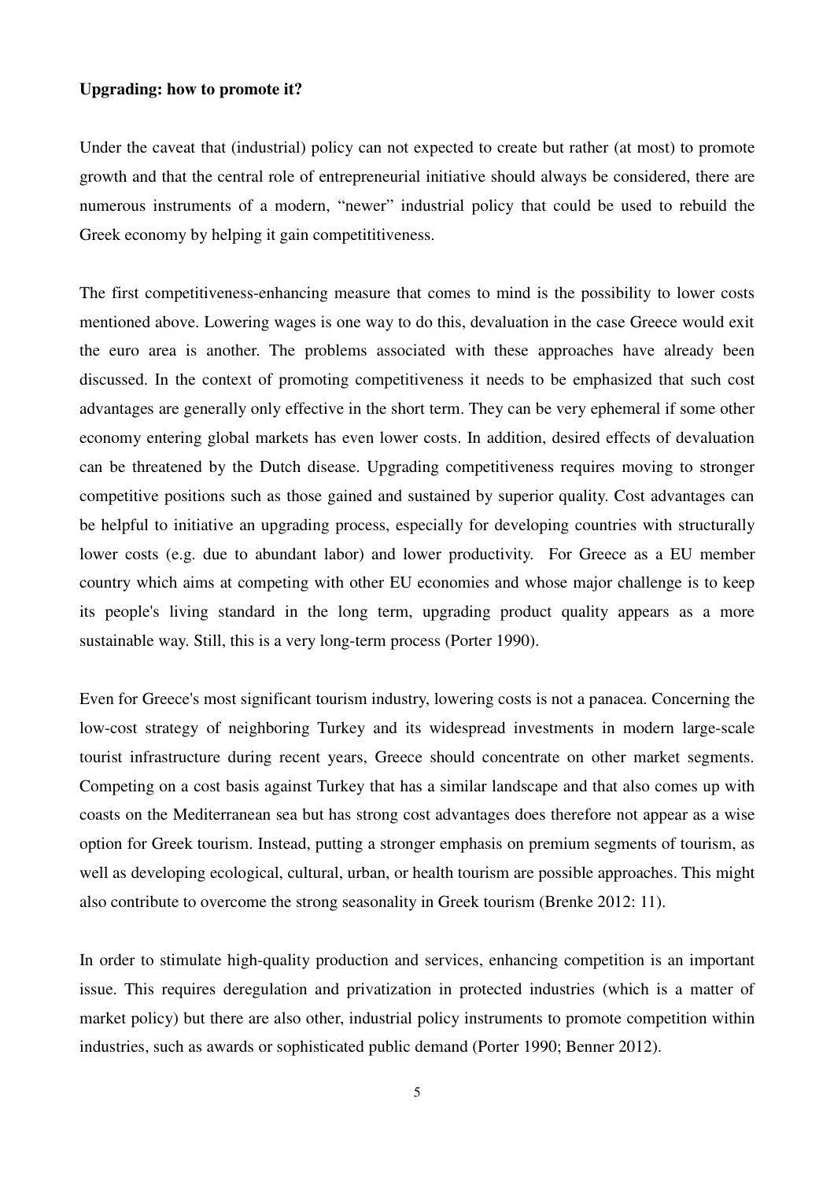**Upgrading: how to promote it?**

Under the caveat that (industrial) policy can not expected to create but rather (at most) to promote growth and that the central role of entrepreneurial initiative should always be considered, there are numerous instruments of a modern, "newer" industrial policy that could be used to rebuild the Greek economy by helping it gain competititiveness.

The first competitiveness-enhancing measure that comes to mind is the possibility to lower costs mentioned above. Lowering wages is one way to do this, devaluation in the case Greece would exit the euro area is another. The problems associated with these approaches have already been discussed. In the context of promoting competitiveness it needs to be emphasized that such cost advantages are generally only effective in the short term. They can be very ephemeral if some other economy entering global markets has even lower costs. In addition, desired effects of devaluation can be threatened by the Dutch disease. Upgrading competitiveness requires moving to stronger competitive positions such as those gained and sustained by superior quality. Cost advantages can be helpful to initiative an upgrading process, especially for developing countries with structurally lower costs (e.g. due to abundant labor) and lower productivity. For Greece as a EU member country which aims at competing with other EU economies and whose major challenge is to keep its people's living standard in the long term, upgrading product quality appears as a more sustainable way. Still, this is a very long-term process (Porter 1990).

Even for Greece's most significant tourism industry, lowering costs is not a panacea. Concerning the low-cost strategy of neighboring Turkey and its widespread investments in modern large-scale tourist infrastructure during recent years, Greece should concentrate on other market segments. Competing on a cost basis against Turkey that has a similar landscape and that also comes up with coasts on the Mediterranean sea but has strong cost advantages does therefore not appear as a wise option for Greek tourism. Instead, putting a stronger emphasis on premium segments of tourism, as well as developing ecological, cultural, urban, or health tourism are possible approaches. This might also contribute to overcome the strong seasonality in Greek tourism (Brenke 2012: 11).

In order to stimulate high-quality production and services, enhancing competition is an important issue. This requires deregulation and privatization in protected industries (which is a matter of market policy) but there are also other, industrial policy instruments to promote competition within industries, such as awards or sophisticated public demand (Porter 1990; Benner 2012).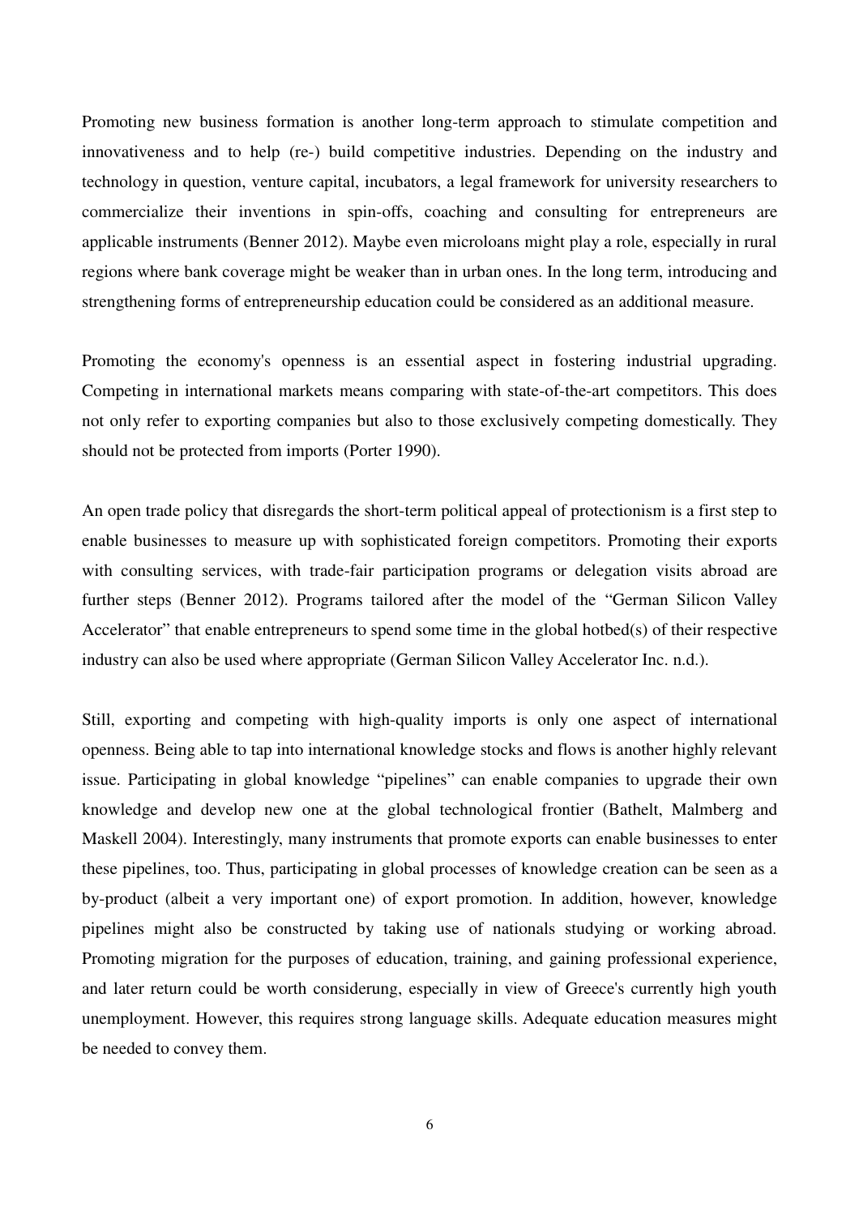Promoting new business formation is another long-term approach to stimulate competition and innovativeness and to help (re-) build competitive industries. Depending on the industry and technology in question, venture capital, incubators, a legal framework for university researchers to commercialize their inventions in spin-offs, coaching and consulting for entrepreneurs are applicable instruments (Benner 2012). Maybe even microloans might play a role, especially in rural regions where bank coverage might be weaker than in urban ones. In the long term, introducing and strengthening forms of entrepreneurship education could be considered as an additional measure.

Promoting the economy's openness is an essential aspect in fostering industrial upgrading. Competing in international markets means comparing with state-of-the-art competitors. This does not only refer to exporting companies but also to those exclusively competing domestically. They should not be protected from imports (Porter 1990).

An open trade policy that disregards the short-term political appeal of protectionism is a first step to enable businesses to measure up with sophisticated foreign competitors. Promoting their exports with consulting services, with trade-fair participation programs or delegation visits abroad are further steps (Benner 2012). Programs tailored after the model of the "German Silicon Valley Accelerator" that enable entrepreneurs to spend some time in the global hotbed(s) of their respective industry can also be used where appropriate (German Silicon Valley Accelerator Inc. n.d.).

Still, exporting and competing with high-quality imports is only one aspect of international openness. Being able to tap into international knowledge stocks and flows is another highly relevant issue. Participating in global knowledge "pipelines" can enable companies to upgrade their own knowledge and develop new one at the global technological frontier (Bathelt, Malmberg and Maskell 2004). Interestingly, many instruments that promote exports can enable businesses to enter these pipelines, too. Thus, participating in global processes of knowledge creation can be seen as a by-product (albeit a very important one) of export promotion. In addition, however, knowledge pipelines might also be constructed by taking use of nationals studying or working abroad. Promoting migration for the purposes of education, training, and gaining professional experience, and later return could be worth considerung, especially in view of Greece's currently high youth unemployment. However, this requires strong language skills. Adequate education measures might be needed to convey them.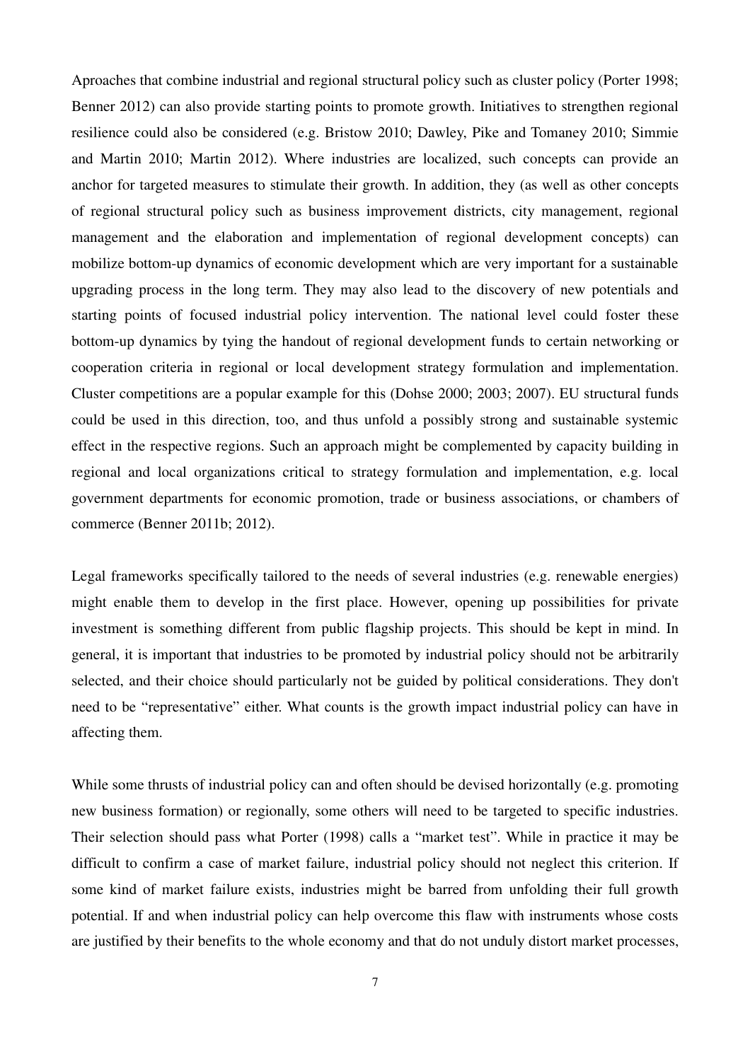Aproaches that combine industrial and regional structural policy such as cluster policy (Porter 1998; Benner 2012) can also provide starting points to promote growth. Initiatives to strengthen regional resilience could also be considered (e.g. Bristow 2010; Dawley, Pike and Tomaney 2010; Simmie and Martin 2010; Martin 2012). Where industries are localized, such concepts can provide an anchor for targeted measures to stimulate their growth. In addition, they (as well as other concepts of regional structural policy such as business improvement districts, city management, regional management and the elaboration and implementation of regional development concepts) can mobilize bottom-up dynamics of economic development which are very important for a sustainable upgrading process in the long term. They may also lead to the discovery of new potentials and starting points of focused industrial policy intervention. The national level could foster these bottom-up dynamics by tying the handout of regional development funds to certain networking or cooperation criteria in regional or local development strategy formulation and implementation. Cluster competitions are a popular example for this (Dohse 2000; 2003; 2007). EU structural funds could be used in this direction, too, and thus unfold a possibly strong and sustainable systemic effect in the respective regions. Such an approach might be complemented by capacity building in regional and local organizations critical to strategy formulation and implementation, e.g. local government departments for economic promotion, trade or business associations, or chambers of commerce (Benner 2011b; 2012).

Legal frameworks specifically tailored to the needs of several industries (e.g. renewable energies) might enable them to develop in the first place. However, opening up possibilities for private investment is something different from public flagship projects. This should be kept in mind. In general, it is important that industries to be promoted by industrial policy should not be arbitrarily selected, and their choice should particularly not be guided by political considerations. They don't need to be "representative" either. What counts is the growth impact industrial policy can have in affecting them.

While some thrusts of industrial policy can and often should be devised horizontally (e.g. promoting new business formation) or regionally, some others will need to be targeted to specific industries. Their selection should pass what Porter (1998) calls a "market test". While in practice it may be difficult to confirm a case of market failure, industrial policy should not neglect this criterion. If some kind of market failure exists, industries might be barred from unfolding their full growth potential. If and when industrial policy can help overcome this flaw with instruments whose costs are justified by their benefits to the whole economy and that do not unduly distort market processes,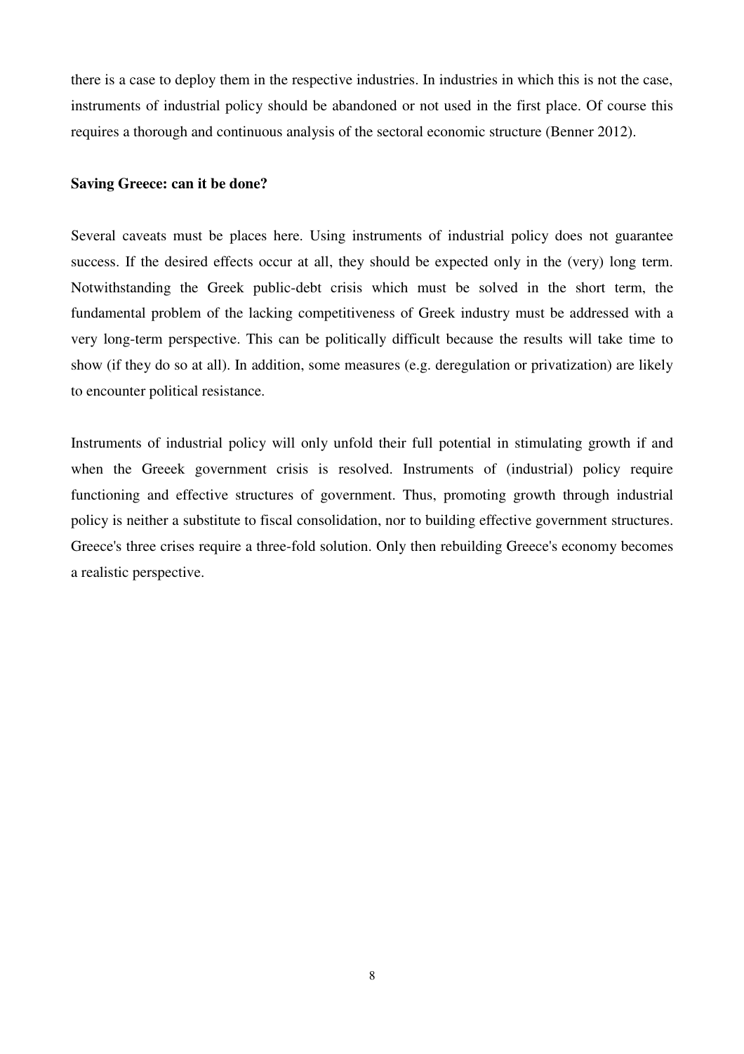there is a case to deploy them in the respective industries. In industries in which this is not the case, instruments of industrial policy should be abandoned or not used in the first place. Of course this requires a thorough and continuous analysis of the sectoral economic structure (Benner 2012).

**Saving Greece: can it be done?**

Several caveats must be places here. Using instruments of industrial policy does not guarantee success. If the desired effects occur at all, they should be expected only in the (very) long term. Notwithstanding the Greek public-debt crisis which must be solved in the short term, the fundamental problem of the lacking competitiveness of Greek industry must be addressed with a very long-term perspective. This can be politically difficult because the results will take time to show (if they do so at all). In addition, some measures (e.g. deregulation or privatization) are likely to encounter political resistance.

Instruments of industrial policy will only unfold their full potential in stimulating growth if and when the Greeek government crisis is resolved. Instruments of (industrial) policy require functioning and effective structures of government. Thus, promoting growth through industrial policy is neither a substitute to fiscal consolidation, nor to building effective government structures. Greece's three crises require a three-fold solution. Only then rebuilding Greece's economy becomes a realistic perspective.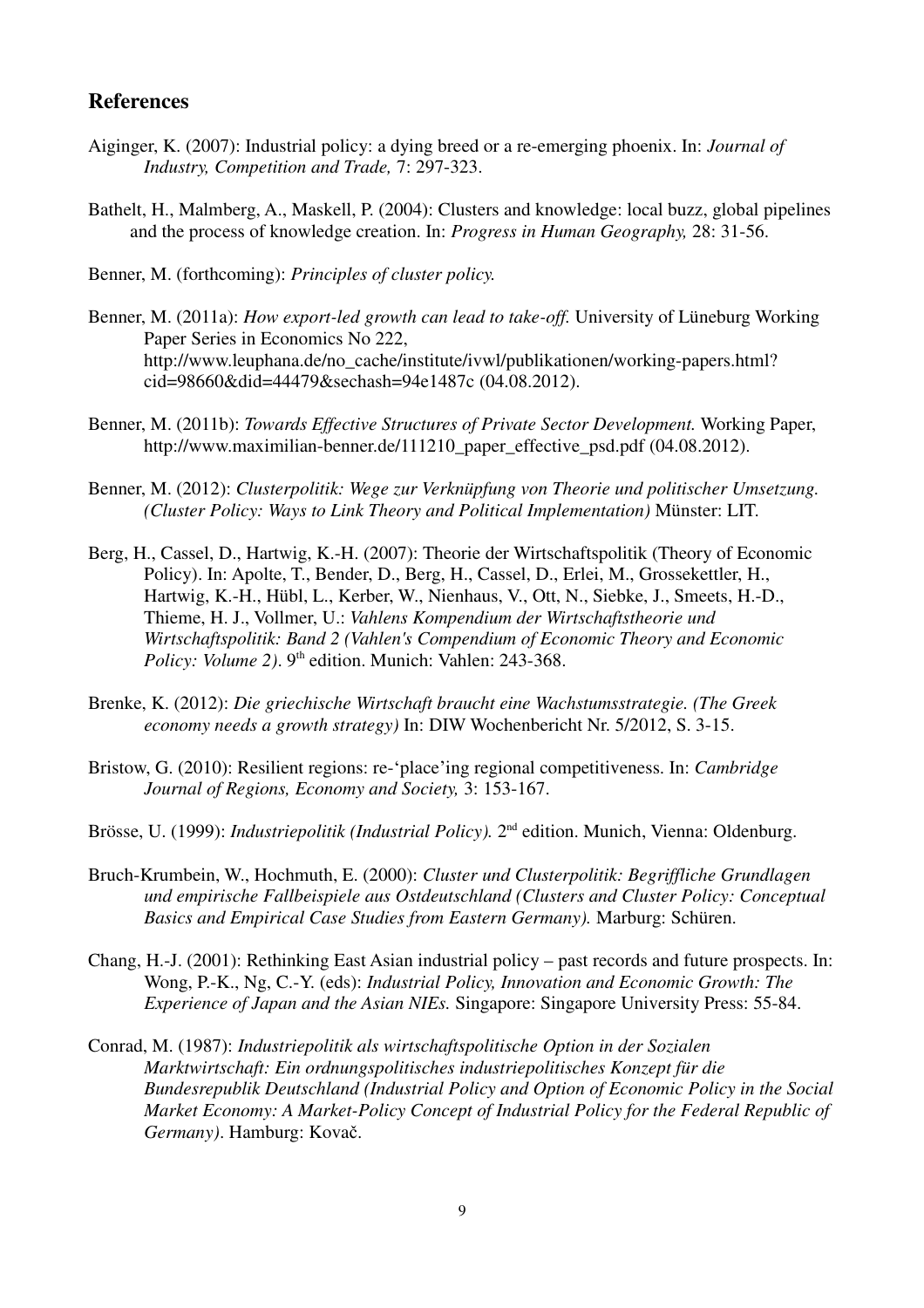## References

Aiginger, K. (2007): Industrial policy: a dying breed or a re-emerging phoenix. In: *Journal of Industry, Competition and Trade,* 7: 297-323.

Bathelt, H., Malmberg, A., Maskell, P. (2004): Clusters and knowledge: local buzz, global pipelines and the process of knowledge creation. In: *Progress in Human Geography,* 28: 31-56.

Benner, M. (forthcoming): *Principles of cluster policy.*

Benner, M. (2011a): *How export-led growth can lead to take-off.* University of Lüneburg Working Paper Series in Economics No 222, http://www.leuphana.de/no_cache/institute/ivwl/publikationen/working-papers.html?cid=98660&did=44479&sechash=94e1487c (04.08.2012).

Benner, M. (2011b): *Towards Effective Structures of Private Sector Development.* Working Paper, http://www.maximilian-benner.de/111210_paper_effective_psd.pdf (04.08.2012).

Benner, M. (2012): *Clusterpolitik: Wege zur Verknüpfung von Theorie und politischer Umsetzung. (Cluster Policy: Ways to Link Theory and Political Implementation)* Münster: LIT.

Berg, H., Cassel, D., Hartwig, K.-H. (2007): Theorie der Wirtschaftspolitik (Theory of Economic Policy). In: Apolte, T., Bender, D., Berg, H., Cassel, D., Erlei, M., Grossekettler, H., Hartwig, K.-H., Hübl, L., Kerber, W., Nienhaus, V., Ott, N., Siebke, J., Smeets, H.-D., Thieme, H. J., Vollmer, U.: *Vahlens Kompendium der Wirtschaftstheorie und Wirtschaftspolitik: Band 2 (Vahlen's Compendium of Economic Theory and Economic Policy: Volume 2).* 9th edition. Munich: Vahlen: 243-368.

Brenke, K. (2012): *Die griechische Wirtschaft braucht eine Wachstumsstrategie. (The Greek economy needs a growth strategy)* In: DIW Wochenbericht Nr. 5/2012, S. 3-15.

Bristow, G. (2010): Resilient regions: re-'place'ing regional competitiveness. In: *Cambridge Journal of Regions, Economy and Society,* 3: 153-167.

Brösse, U. (1999): *Industriepolitik (Industrial Policy).* 2nd edition. Munich, Vienna: Oldenburg.

Bruch-Krumbein, W., Hochmuth, E. (2000): *Cluster und Clusterpolitik: Begriffliche Grundlagen und empirische Fallbeispiele aus Ostdeutschland (Clusters and Cluster Policy: Conceptual Basics and Empirical Case Studies from Eastern Germany).* Marburg: Schüren.

Chang, H.-J. (2001): Rethinking East Asian industrial policy – past records and future prospects. In: Wong, P.-K., Ng, C.-Y. (eds): *Industrial Policy, Innovation and Economic Growth: The Experience of Japan and the Asian NIEs.* Singapore: Singapore University Press: 55-84.

Conrad, M. (1987): *Industriepolitik als wirtschaftspolitische Option in der Sozialen Marktwirtschaft: Ein ordnungspolitisches industriepolitisches Konzept für die Bundesrepublik Deutschland (Industrial Policy and Option of Economic Policy in the Social Market Economy: A Market-Policy Concept of Industrial Policy for the Federal Republic of Germany).* Hamburg: Kovač.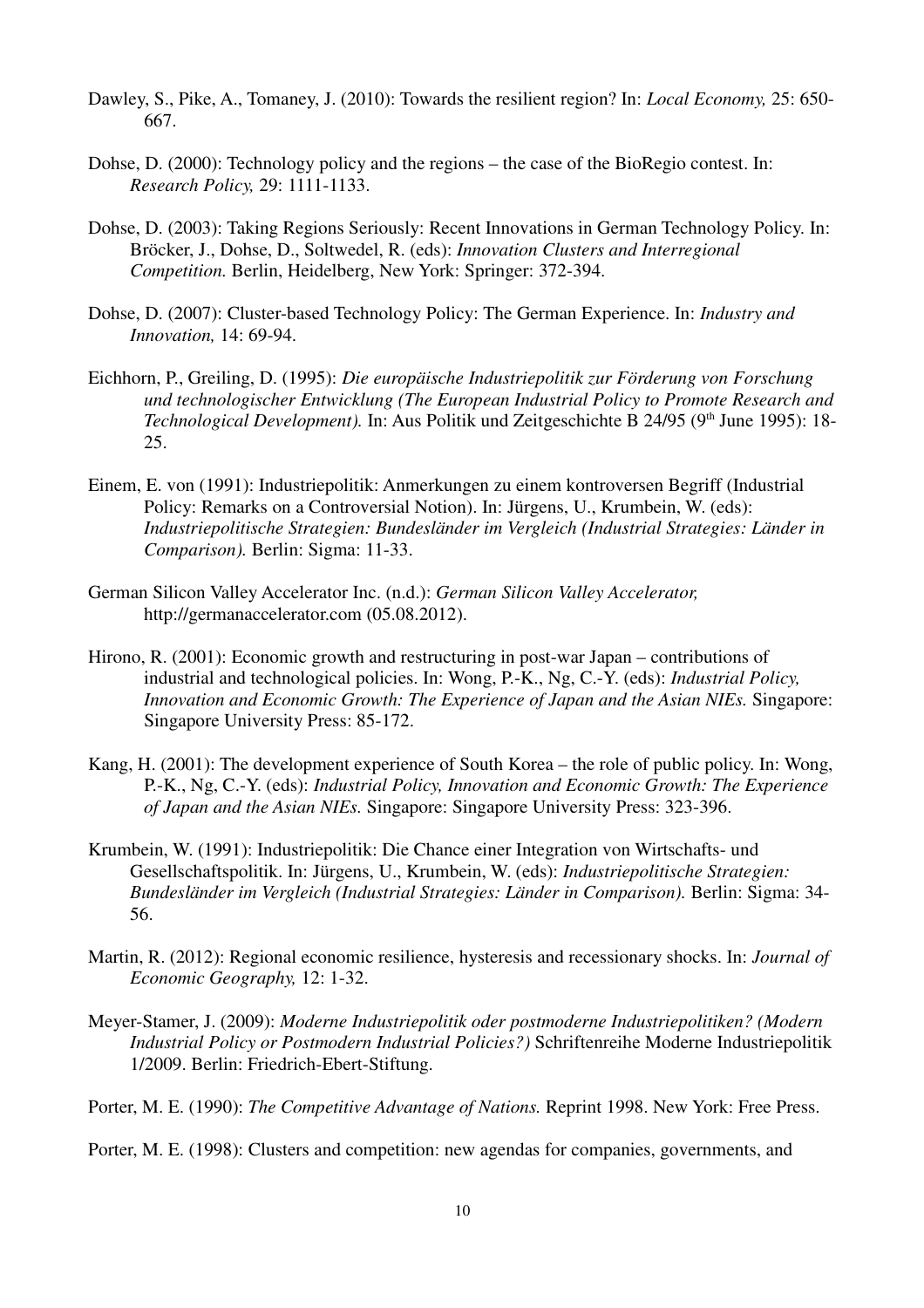Dawley, S., Pike, A., Tomaney, J. (2010): Towards the resilient region? In: *Local Economy,* 25: 650-667.

Dohse, D. (2000): Technology policy and the regions – the case of the BioRegio contest. In: *Research Policy,* 29: 1111-1133.

Dohse, D. (2003): Taking Regions Seriously: Recent Innovations in German Technology Policy. In: Bröcker, J., Dohse, D., Soltwedel, R. (eds): *Innovation Clusters and Interregional Competition.* Berlin, Heidelberg, New York: Springer: 372-394.

Dohse, D. (2007): Cluster-based Technology Policy: The German Experience. In: *Industry and Innovation,* 14: 69-94.

Eichhorn, P., Greiling, D. (1995): *Die europäische Industriepolitik zur Förderung von Forschung und technologischer Entwicklung (The European Industrial Policy to Promote Research and Technological Development).* In: Aus Politik und Zeitgeschichte B 24/95 (9th June 1995): 18-25.

Einem, E. von (1991): Industriepolitik: Anmerkungen zu einem kontroversen Begriff (Industrial Policy: Remarks on a Controversial Notion). In: Jürgens, U., Krumbein, W. (eds): *Industriepolitische Strategien: Bundesländer im Vergleich (Industrial Strategies: Länder in Comparison).* Berlin: Sigma: 11-33.

German Silicon Valley Accelerator Inc. (n.d.): *German Silicon Valley Accelerator,* http://germanaccelerator.com (05.08.2012).

Hirono, R. (2001): Economic growth and restructuring in post-war Japan – contributions of industrial and technological policies. In: Wong, P.-K., Ng, C.-Y. (eds): *Industrial Policy, Innovation and Economic Growth: The Experience of Japan and the Asian NIEs.* Singapore: Singapore University Press: 85-172.

Kang, H. (2001): The development experience of South Korea – the role of public policy. In: Wong, P.-K., Ng, C.-Y. (eds): *Industrial Policy, Innovation and Economic Growth: The Experience of Japan and the Asian NIEs.* Singapore: Singapore University Press: 323-396.

Krumbein, W. (1991): Industriepolitik: Die Chance einer Integration von Wirtschafts- und Gesellschaftspolitik. In: Jürgens, U., Krumbein, W. (eds): *Industriepolitische Strategien: Bundesländer im Vergleich (Industrial Strategies: Länder in Comparison).* Berlin: Sigma: 34-56.

Martin, R. (2012): Regional economic resilience, hysteresis and recessionary shocks. In: *Journal of Economic Geography,* 12: 1-32.

Meyer-Stamer, J. (2009): *Moderne Industriepolitik oder postmoderne Industriepolitiken? (Modern Industrial Policy or Postmodern Industrial Policies?)* Schriftenreihe Moderne Industriepolitik 1/2009. Berlin: Friedrich-Ebert-Stiftung.

Porter, M. E. (1990): *The Competitive Advantage of Nations.* Reprint 1998. New York: Free Press.

Porter, M. E. (1998): Clusters and competition: new agendas for companies, governments, and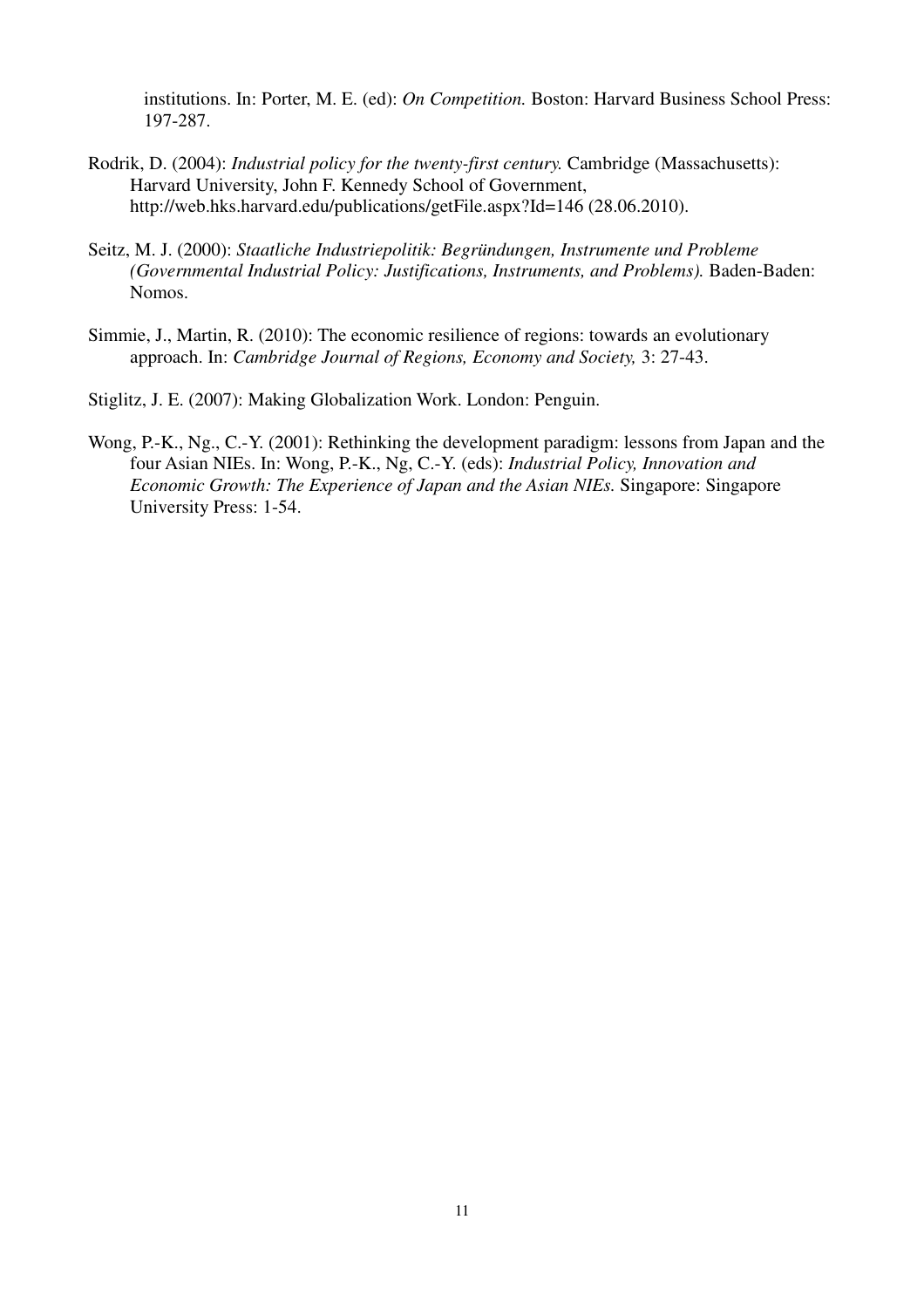institutions. In: Porter, M. E. (ed): *On Competition.* Boston: Harvard Business School Press: 197-287.

Rodrik, D. (2004): *Industrial policy for the twenty-first century.* Cambridge (Massachusetts): Harvard University, John F. Kennedy School of Government, http://web.hks.harvard.edu/publications/getFile.aspx?Id=146 (28.06.2010).

Seitz, M. J. (2000): *Staatliche Industriepolitik: Begründungen, Instrumente und Probleme (Governmental Industrial Policy: Justifications, Instruments, and Problems).* Baden-Baden: Nomos.

Simmie, J., Martin, R. (2010): The economic resilience of regions: towards an evolutionary approach. In: *Cambridge Journal of Regions, Economy and Society,* 3: 27-43.

Stiglitz, J. E. (2007): Making Globalization Work. London: Penguin.

Wong, P.-K., Ng., C.-Y. (2001): Rethinking the development paradigm: lessons from Japan and the four Asian NIEs. In: Wong, P.-K., Ng, C.-Y. (eds): *Industrial Policy, Innovation and Economic Growth: The Experience of Japan and the Asian NIEs.* Singapore: Singapore University Press: 1-54.